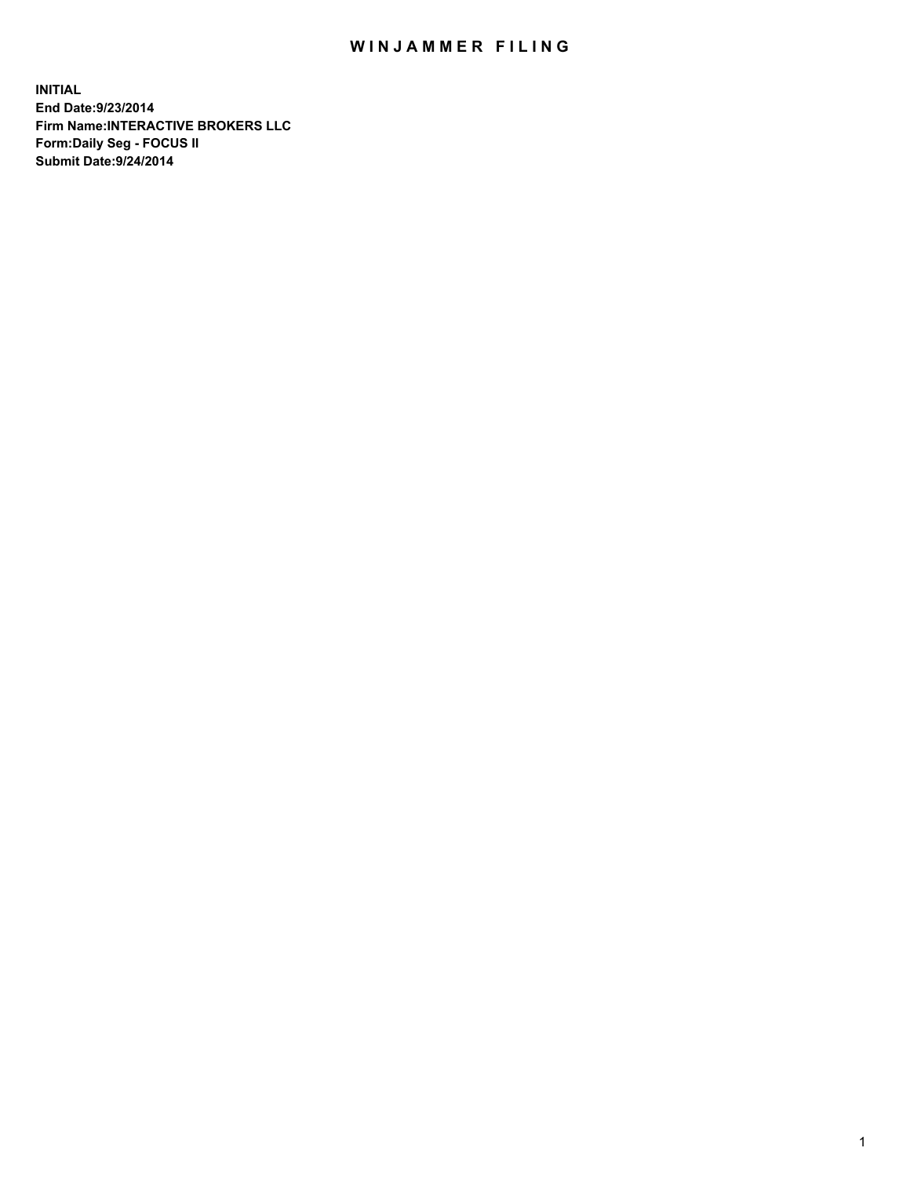# WINJAMMER FILING

**INITIAL**
**End Date:9/23/2014**
**Firm Name:INTERACTIVE BROKERS LLC**
**Form:Daily Seg - FOCUS II**
**Submit Date:9/24/2014**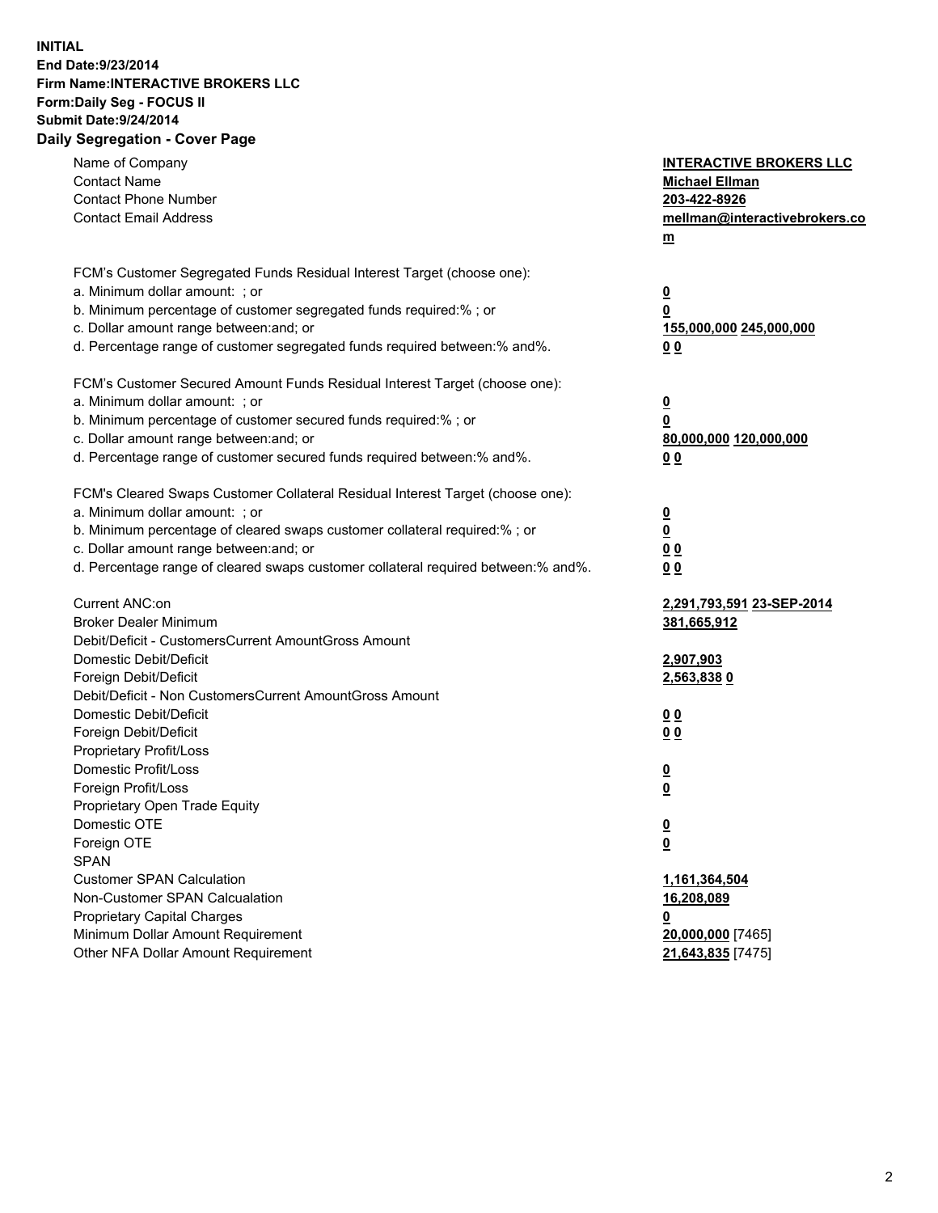**INITIAL**
**End Date:9/23/2014**
**Firm Name:INTERACTIVE BROKERS LLC**
**Form:Daily Seg - FOCUS II**
**Submit Date:9/24/2014**

## Daily Segregation - Cover Page

| | |
|---|---|
| Name of Company | **INTERACTIVE BROKERS LLC** |
| Contact Name | **Michael Ellman** |
| Contact Phone Number | **203-422-8926** |
| Contact Email Address | **mellman@interactivebrokers.com** |
| | |
| FCM's Customer Segregated Funds Residual Interest Target (choose one): | |
| a. Minimum dollar amount: ; or | **0** |
| b. Minimum percentage of customer segregated funds required:% ; or | **0** |
| c. Dollar amount range between:and; or | **155,000,000 245,000,000** |
| d. Percentage range of customer segregated funds required between:% and%. | **0 0** |
| | |
| FCM's Customer Secured Amount Funds Residual Interest Target (choose one): | |
| a. Minimum dollar amount: ; or | **0** |
| b. Minimum percentage of customer secured funds required:% ; or | **0** |
| c. Dollar amount range between:and; or | **80,000,000 120,000,000** |
| d. Percentage range of customer secured funds required between:% and%. | **0 0** |
| | |
| FCM's Cleared Swaps Customer Collateral Residual Interest Target (choose one): | |
| a. Minimum dollar amount: ; or | **0** |
| b. Minimum percentage of cleared swaps customer collateral required:% ; or | **0** |
| c. Dollar amount range between:and; or | **0 0** |
| d. Percentage range of cleared swaps customer collateral required between:% and%. | **0 0** |
| | |
| Current ANC:on | **2,291,793,591 23-SEP-2014** |
| Broker Dealer Minimum | **381,665,912** |
| Debit/Deficit - CustomersCurrent AmountGross Amount | |
| Domestic Debit/Deficit | **2,907,903** |
| Foreign Debit/Deficit | **2,563,838 0** |
| Debit/Deficit - Non CustomersCurrent AmountGross Amount | |
| Domestic Debit/Deficit | **0 0** |
| Foreign Debit/Deficit | **0 0** |
| Proprietary Profit/Loss | |
| Domestic Profit/Loss | **0** |
| Foreign Profit/Loss | **0** |
| Proprietary Open Trade Equity | |
| Domestic OTE | **0** |
| Foreign OTE | **0** |
| SPAN | |
| Customer SPAN Calculation | **1,161,364,504** |
| Non-Customer SPAN Calcualation | **16,208,089** |
| Proprietary Capital Charges | **0** |
| Minimum Dollar Amount Requirement | **20,000,000** [7465] |
| Other NFA Dollar Amount Requirement | **21,643,835** [7475] |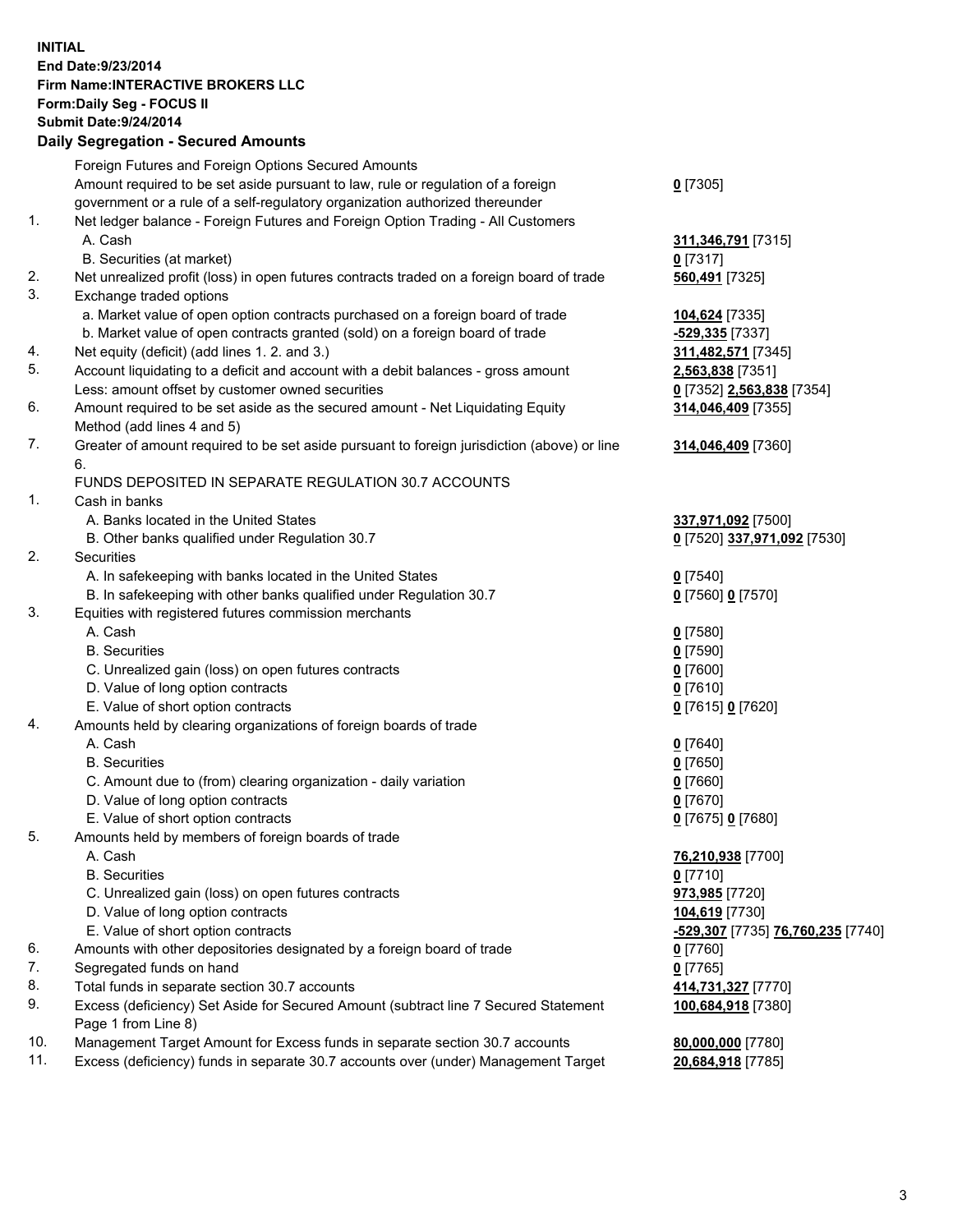**INITIAL**
**End Date:9/23/2014**
**Firm Name:INTERACTIVE BROKERS LLC**
**Form:Daily Seg - FOCUS II**
**Submit Date:9/24/2014**

## Daily Segregation - Secured Amounts

| | | |
|---|---|---|
| | Foreign Futures and Foreign Options Secured Amounts | |
| | Amount required to be set aside pursuant to law, rule or regulation of a foreign government or a rule of a self-regulatory organization authorized thereunder | **0** [7305] |
| 1. | Net ledger balance - Foreign Futures and Foreign Option Trading - All Customers | |
| | A. Cash | **311,346,791** [7315] |
| | B. Securities (at market) | **0** [7317] |
| 2. | Net unrealized profit (loss) in open futures contracts traded on a foreign board of trade | **560,491** [7325] |
| 3. | Exchange traded options | |
| | a. Market value of open option contracts purchased on a foreign board of trade | **104,624** [7335] |
| | b. Market value of open contracts granted (sold) on a foreign board of trade | **-529,335** [7337] |
| 4. | Net equity (deficit) (add lines 1. 2. and 3.) | **311,482,571** [7345] |
| 5. | Account liquidating to a deficit and account with a debit balances - gross amount | **2,563,838** [7351] |
| | Less: amount offset by customer owned securities | **0** [7352] **2,563,838** [7354] |
| 6. | Amount required to be set aside as the secured amount - Net Liquidating Equity Method (add lines 4 and 5) | **314,046,409** [7355] |
| 7. | Greater of amount required to be set aside pursuant to foreign jurisdiction (above) or line 6. | **314,046,409** [7360] |
| | FUNDS DEPOSITED IN SEPARATE REGULATION 30.7 ACCOUNTS | |
| 1. | Cash in banks | |
| | A. Banks located in the United States | **337,971,092** [7500] |
| | B. Other banks qualified under Regulation 30.7 | **0** [7520] **337,971,092** [7530] |
| 2. | Securities | |
| | A. In safekeeping with banks located in the United States | **0** [7540] |
| | B. In safekeeping with other banks qualified under Regulation 30.7 | **0** [7560] **0** [7570] |
| 3. | Equities with registered futures commission merchants | |
| | A. Cash | **0** [7580] |
| | B. Securities | **0** [7590] |
| | C. Unrealized gain (loss) on open futures contracts | **0** [7600] |
| | D. Value of long option contracts | **0** [7610] |
| | E. Value of short option contracts | **0** [7615] **0** [7620] |
| 4. | Amounts held by clearing organizations of foreign boards of trade | |
| | A. Cash | **0** [7640] |
| | B. Securities | **0** [7650] |
| | C. Amount due to (from) clearing organization - daily variation | **0** [7660] |
| | D. Value of long option contracts | **0** [7670] |
| | E. Value of short option contracts | **0** [7675] **0** [7680] |
| 5. | Amounts held by members of foreign boards of trade | |
| | A. Cash | **76,210,938** [7700] |
| | B. Securities | **0** [7710] |
| | C. Unrealized gain (loss) on open futures contracts | **973,985** [7720] |
| | D. Value of long option contracts | **104,619** [7730] |
| | E. Value of short option contracts | **-529,307** [7735] **76,760,235** [7740] |
| 6. | Amounts with other depositories designated by a foreign board of trade | **0** [7760] |
| 7. | Segregated funds on hand | **0** [7765] |
| 8. | Total funds in separate section 30.7 accounts | **414,731,327** [7770] |
| 9. | Excess (deficiency) Set Aside for Secured Amount (subtract line 7 Secured Statement Page 1 from Line 8) | **100,684,918** [7380] |
| 10. | Management Target Amount for Excess funds in separate section 30.7 accounts | **80,000,000** [7780] |
| 11. | Excess (deficiency) funds in separate 30.7 accounts over (under) Management Target | **20,684,918** [7785] |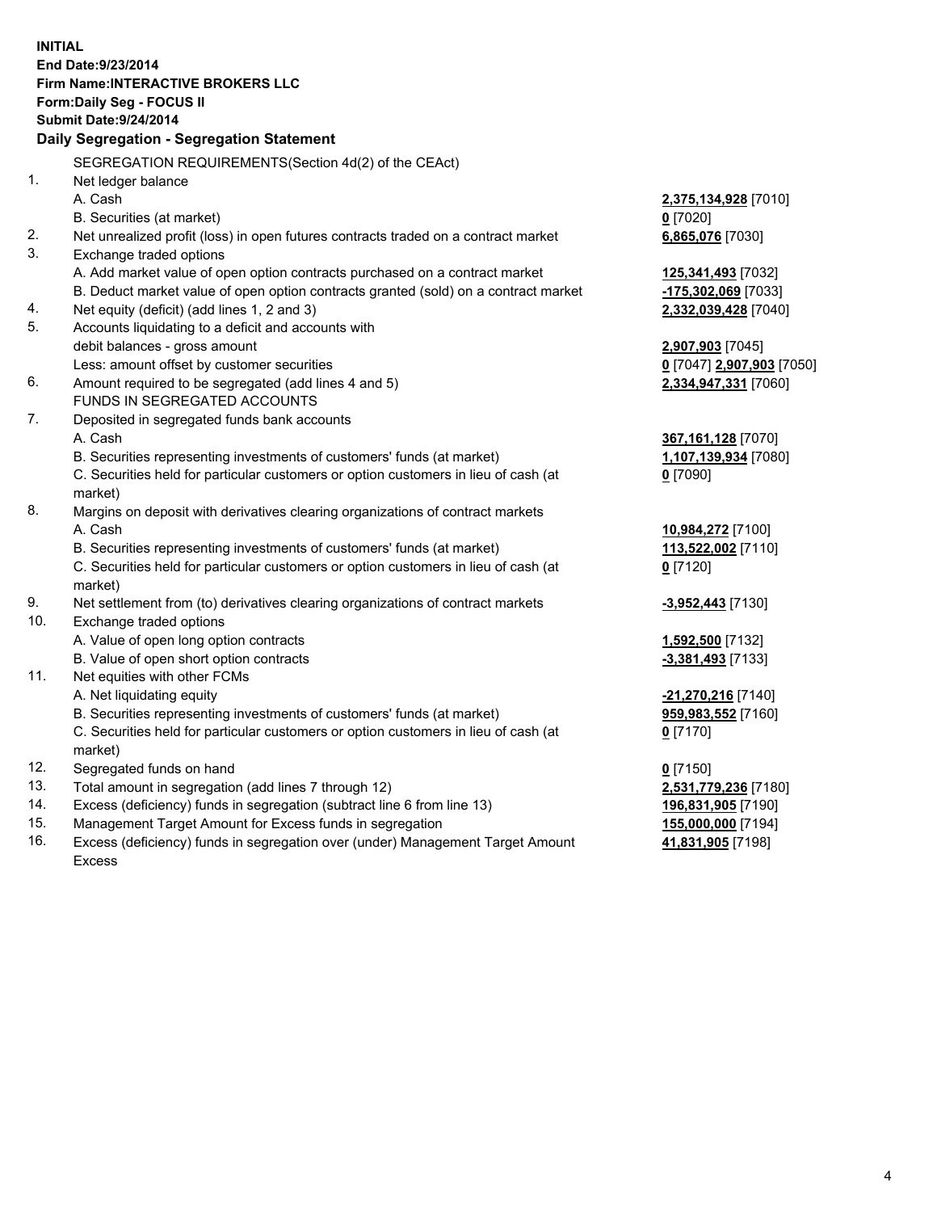**INITIAL**
**End Date:9/23/2014**
**Firm Name:INTERACTIVE BROKERS LLC**
**Form:Daily Seg - FOCUS II**
**Submit Date:9/24/2014**

## Daily Segregation - Segregation Statement

SEGREGATION REQUIREMENTS(Section 4d(2) of the CEAct)

| | | |
|---|---|---|
| 1. | Net ledger balance | |
| | A. Cash | **2,375,134,928** [7010] |
| | B. Securities (at market) | **0** [7020] |
| 2. | Net unrealized profit (loss) in open futures contracts traded on a contract market | **6,865,076** [7030] |
| 3. | Exchange traded options | |
| | A. Add market value of open option contracts purchased on a contract market | **125,341,493** [7032] |
| | B. Deduct market value of open option contracts granted (sold) on a contract market | **-175,302,069** [7033] |
| 4. | Net equity (deficit) (add lines 1, 2 and 3) | **2,332,039,428** [7040] |
| 5. | Accounts liquidating to a deficit and accounts with debit balances - gross amount | **2,907,903** [7045] |
| | Less: amount offset by customer securities | **0** [7047] **2,907,903** [7050] |
| 6. | Amount required to be segregated (add lines 4 and 5) | **2,334,947,331** [7060] |
| | FUNDS IN SEGREGATED ACCOUNTS | |
| 7. | Deposited in segregated funds bank accounts | |
| | A. Cash | **367,161,128** [7070] |
| | B. Securities representing investments of customers' funds (at market) | **1,107,139,934** [7080] |
| | C. Securities held for particular customers or option customers in lieu of cash (at market) | **0** [7090] |
| 8. | Margins on deposit with derivatives clearing organizations of contract markets | |
| | A. Cash | **10,984,272** [7100] |
| | B. Securities representing investments of customers' funds (at market) | **113,522,002** [7110] |
| | C. Securities held for particular customers or option customers in lieu of cash (at market) | **0** [7120] |
| 9. | Net settlement from (to) derivatives clearing organizations of contract markets | **-3,952,443** [7130] |
| 10. | Exchange traded options | |
| | A. Value of open long option contracts | **1,592,500** [7132] |
| | B. Value of open short option contracts | **-3,381,493** [7133] |
| 11. | Net equities with other FCMs | |
| | A. Net liquidating equity | **-21,270,216** [7140] |
| | B. Securities representing investments of customers' funds (at market) | **959,983,552** [7160] |
| | C. Securities held for particular customers or option customers in lieu of cash (at market) | **0** [7170] |
| 12. | Segregated funds on hand | **0** [7150] |
| 13. | Total amount in segregation (add lines 7 through 12) | **2,531,779,236** [7180] |
| 14. | Excess (deficiency) funds in segregation (subtract line 6 from line 13) | **196,831,905** [7190] |
| 15. | Management Target Amount for Excess funds in segregation | **155,000,000** [7194] |
| 16. | Excess (deficiency) funds in segregation over (under) Management Target Amount Excess | **41,831,905** [7198] |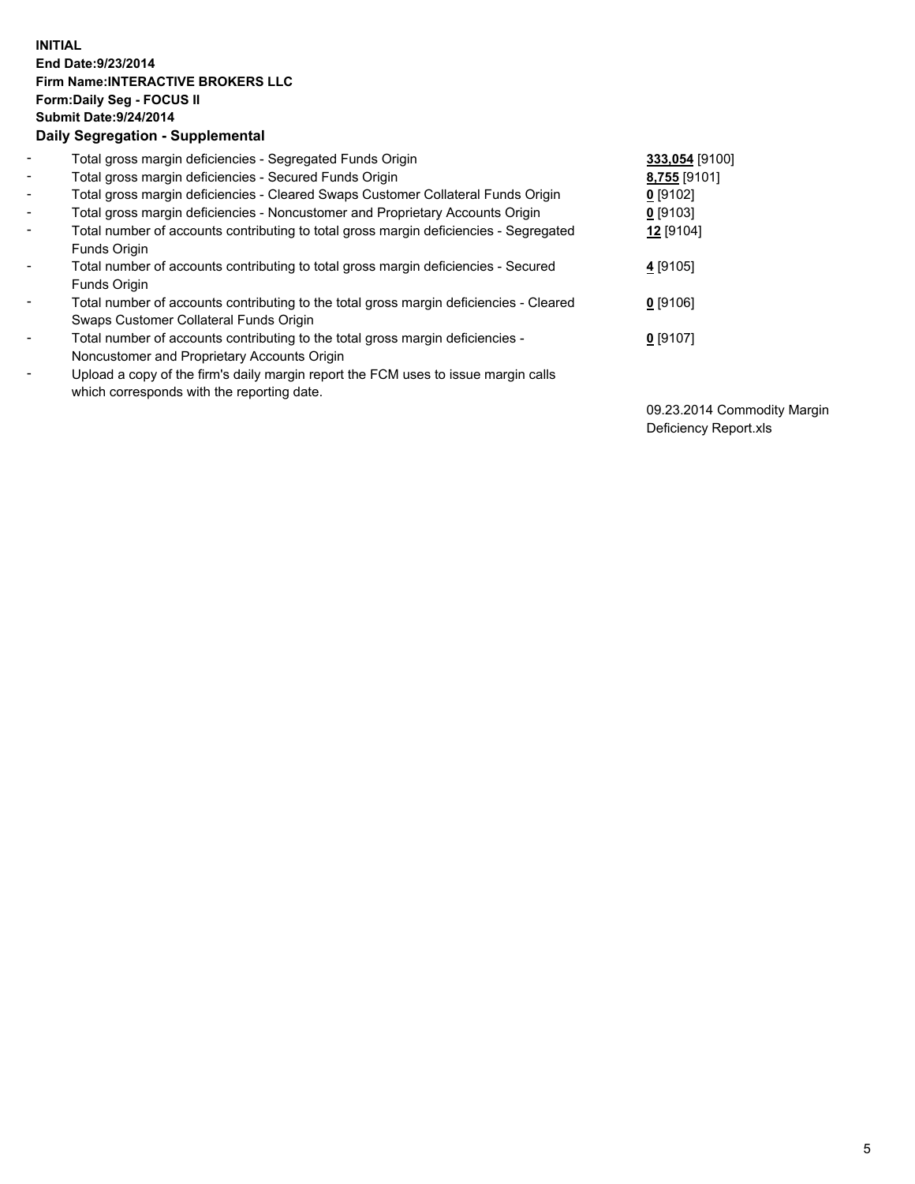**INITIAL**
**End Date:9/23/2014**
**Firm Name:INTERACTIVE BROKERS LLC**
**Form:Daily Seg - FOCUS II**
**Submit Date:9/24/2014**

**Daily Segregation - Supplemental**

| | | |
|---|---|---|
| - | Total gross margin deficiencies - Segregated Funds Origin | **333,054** [9100] |
| - | Total gross margin deficiencies - Secured Funds Origin | **8,755** [9101] |
| - | Total gross margin deficiencies - Cleared Swaps Customer Collateral Funds Origin | **0** [9102] |
| - | Total gross margin deficiencies - Noncustomer and Proprietary Accounts Origin | **0** [9103] |
| - | Total number of accounts contributing to total gross margin deficiencies - Segregated Funds Origin | **12** [9104] |
| - | Total number of accounts contributing to total gross margin deficiencies - Secured Funds Origin | **4** [9105] |
| - | Total number of accounts contributing to the total gross margin deficiencies - Cleared Swaps Customer Collateral Funds Origin | **0** [9106] |
| - | Total number of accounts contributing to the total gross margin deficiencies - Noncustomer and Proprietary Accounts Origin | **0** [9107] |
| - | Upload a copy of the firm's daily margin report the FCM uses to issue margin calls which corresponds with the reporting date. | 09.23.2014 Commodity Margin Deficiency Report.xls |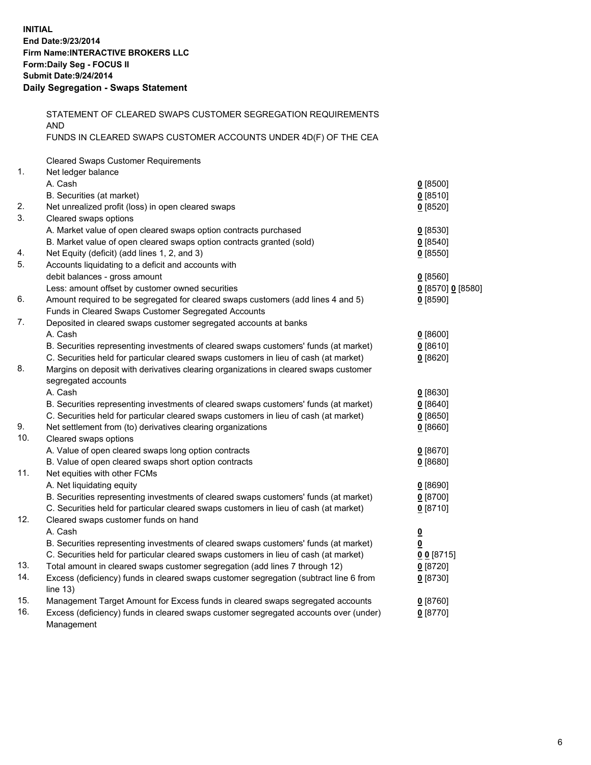**INITIAL**
**End Date:9/23/2014**
**Firm Name:INTERACTIVE BROKERS LLC**
**Form:Daily Seg - FOCUS II**
**Submit Date:9/24/2014**
**Daily Segregation - Swaps Statement**

STATEMENT OF CLEARED SWAPS CUSTOMER SEGREGATION REQUIREMENTS
AND
FUNDS IN CLEARED SWAPS CUSTOMER ACCOUNTS UNDER 4D(F) OF THE CEA

| | | |
|---|---|---|
| | Cleared Swaps Customer Requirements | |
| 1. | Net ledger balance | |
| | A. Cash | 0 [8500] |
| | B. Securities (at market) | 0 [8510] |
| 2. | Net unrealized profit (loss) in open cleared swaps | 0 [8520] |
| 3. | Cleared swaps options | |
| | A. Market value of open cleared swaps option contracts purchased | 0 [8530] |
| | B. Market value of open cleared swaps option contracts granted (sold) | 0 [8540] |
| 4. | Net Equity (deficit) (add lines 1, 2, and 3) | 0 [8550] |
| 5. | Accounts liquidating to a deficit and accounts with | |
| | debit balances - gross amount | 0 [8560] |
| | Less: amount offset by customer owned securities | 0 [8570] 0 [8580] |
| 6. | Amount required to be segregated for cleared swaps customers (add lines 4 and 5) | 0 [8590] |
| | Funds in Cleared Swaps Customer Segregated Accounts | |
| 7. | Deposited in cleared swaps customer segregated accounts at banks | |
| | A. Cash | 0 [8600] |
| | B. Securities representing investments of cleared swaps customers' funds (at market) | 0 [8610] |
| | C. Securities held for particular cleared swaps customers in lieu of cash (at market) | 0 [8620] |
| 8. | Margins on deposit with derivatives clearing organizations in cleared swaps customer segregated accounts | |
| | A. Cash | 0 [8630] |
| | B. Securities representing investments of cleared swaps customers' funds (at market) | 0 [8640] |
| | C. Securities held for particular cleared swaps customers in lieu of cash (at market) | 0 [8650] |
| 9. | Net settlement from (to) derivatives clearing organizations | 0 [8660] |
| 10. | Cleared swaps options | |
| | A. Value of open cleared swaps long option contracts | 0 [8670] |
| | B. Value of open cleared swaps short option contracts | 0 [8680] |
| 11. | Net equities with other FCMs | |
| | A. Net liquidating equity | 0 [8690] |
| | B. Securities representing investments of cleared swaps customers' funds (at market) | 0 [8700] |
| | C. Securities held for particular cleared swaps customers in lieu of cash (at market) | 0 [8710] |
| 12. | Cleared swaps customer funds on hand | |
| | A. Cash | 0 |
| | B. Securities representing investments of cleared swaps customers' funds (at market) | 0 |
| | C. Securities held for particular cleared swaps customers in lieu of cash (at market) | 0 0 [8715] |
| 13. | Total amount in cleared swaps customer segregation (add lines 7 through 12) | 0 [8720] |
| 14. | Excess (deficiency) funds in cleared swaps customer segregation (subtract line 6 from line 13) | 0 [8730] |
| 15. | Management Target Amount for Excess funds in cleared swaps segregated accounts | 0 [8760] |
| 16. | Excess (deficiency) funds in cleared swaps customer segregated accounts over (under) Management | 0 [8770] |